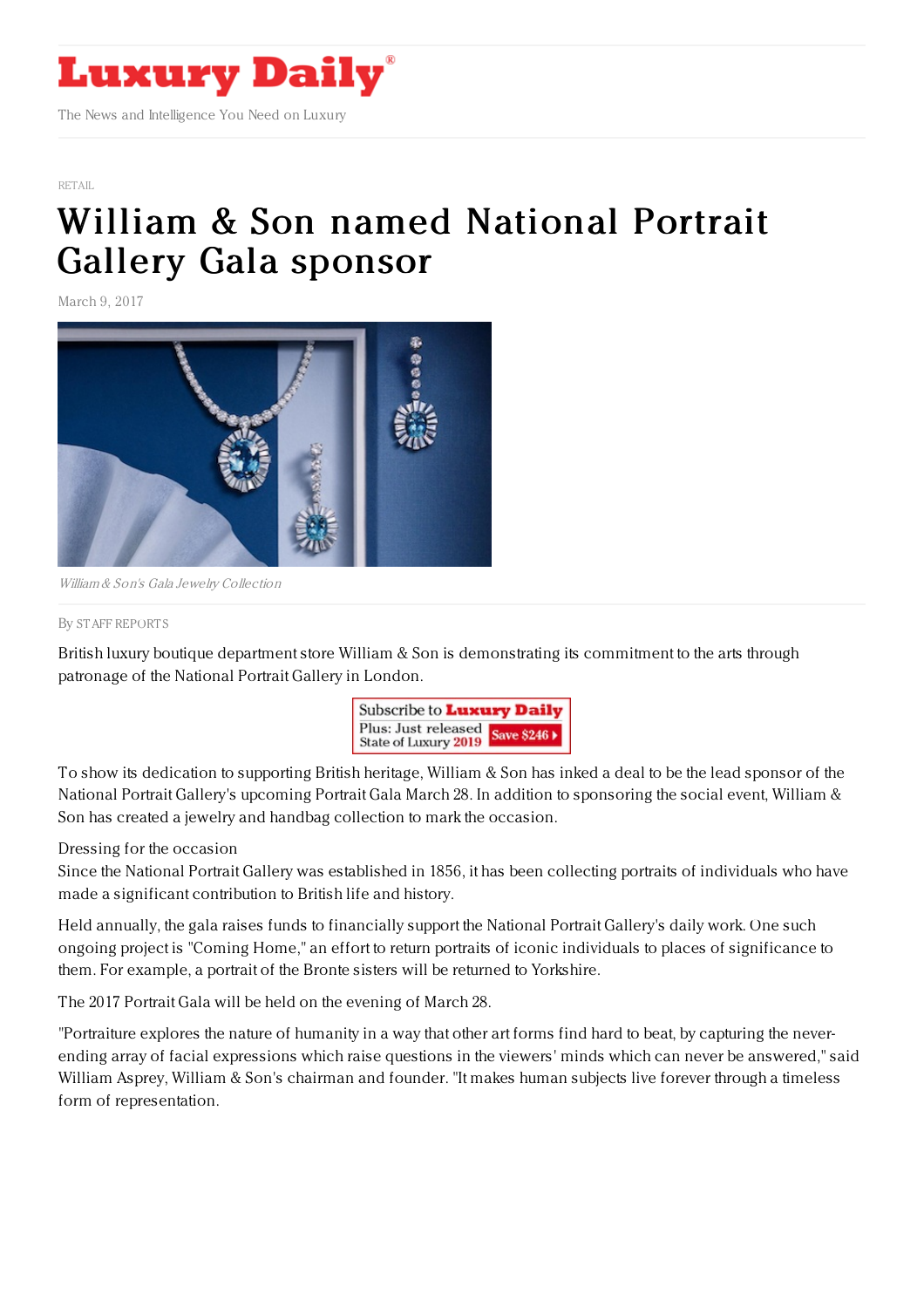# Luxury Daily

The News and Intelligence You Need on Luxury

RETAIL

# William & Son named National Portrait Gallery Gala sponsor

March 9, 2017

*William & Son's Gala Jewelry Collection*

By STAFF REPORTS

British luxury boutique department store William & Son is demonstrating its commitment to the arts through patronage of the National Portrait Gallery in London.

To show its dedication to supporting British heritage, William & Son has inked a deal to be the lead sponsor of the National Portrait Gallery's upcoming Portrait Gala March 28. In addition to sponsoring the social event, William & Son has created a jewelry and handbag collection to mark the occasion.

Dressing for the occasion

Since the National Portrait Gallery was established in 1856, it has been collecting portraits of individuals who have made a significant contribution to British life and history.

Held annually, the gala raises funds to financially support the National Portrait Gallery's daily work. One such ongoing project is "Coming Home," an effort to return portraits of iconic individuals to places of significance to them. For example, a portrait of the Bronte sisters will be returned to Yorkshire.

The 2017 Portrait Gala will be held on the evening of March 28.

"Portraiture explores the nature of humanity in a way that other art forms find hard to beat, by capturing the never-ending array of facial expressions which raise questions in the viewers' minds which can never be answered," said William Asprey, William & Son's chairman and founder. "It makes human subjects live forever through a timeless form of representation.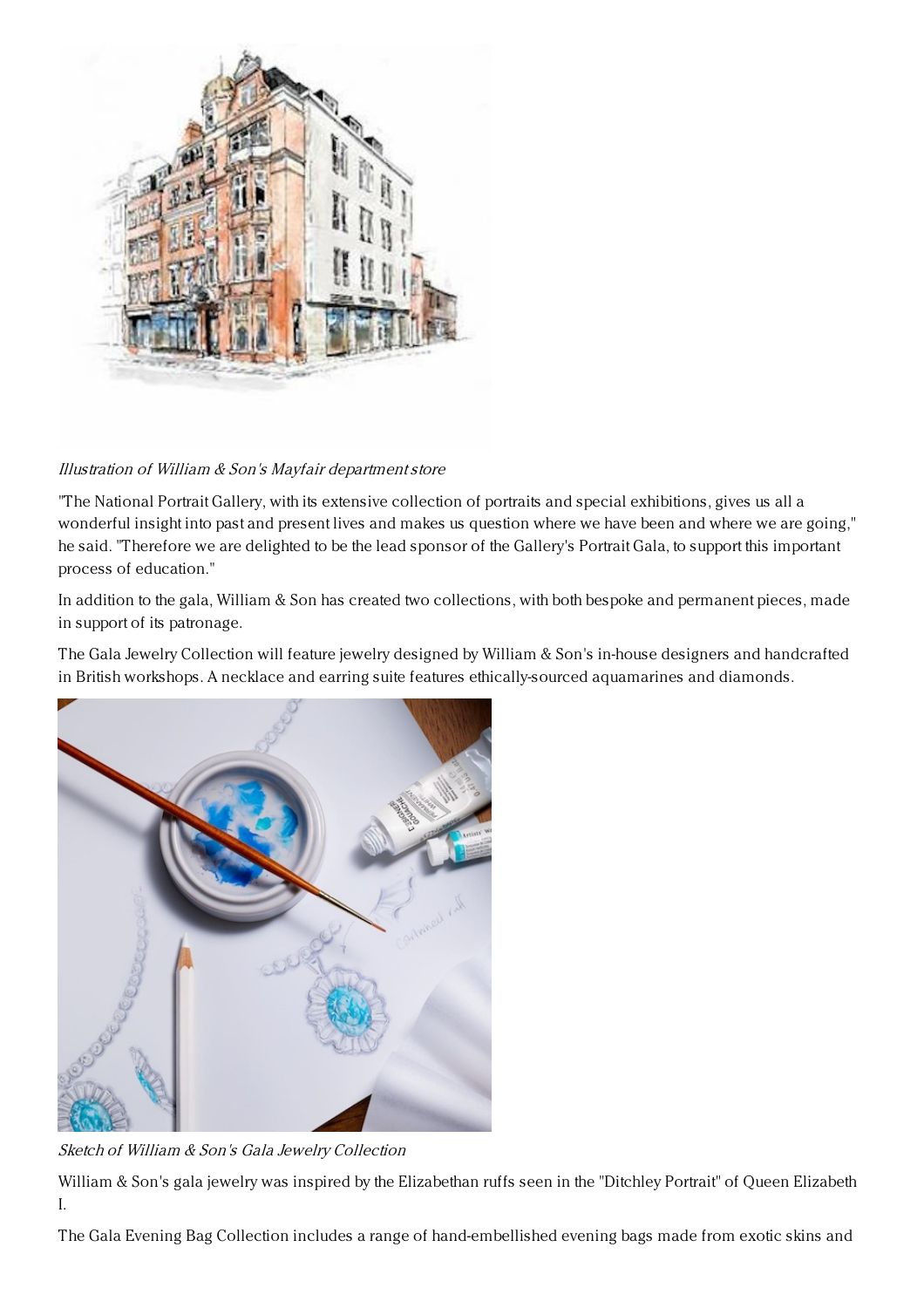*Illustration of William & Son's Mayfair department store*

"The National Portrait Gallery, with its extensive collection of portraits and special exhibitions, gives us all a wonderful insight into past and present lives and makes us question where we have been and where we are going," he said. "Therefore we are delighted to be the lead sponsor of the Gallery's Portrait Gala, to support this important process of education."

In addition to the gala, William & Son has created two collections, with both bespoke and permanent pieces, made in support of its patronage.

The Gala Jewelry Collection will feature jewelry designed by William & Son's in-house designers and handcrafted in British workshops. A necklace and earring suite features ethically-sourced aquamarines and diamonds.

*Sketch of William & Son's Gala Jewelry Collection*

William & Son's gala jewelry was inspired by the Elizabethan ruffs seen in the "Ditchley Portrait" of Queen Elizabeth I.

The Gala Evening Bag Collection includes a range of hand-embellished evening bags made from exotic skins and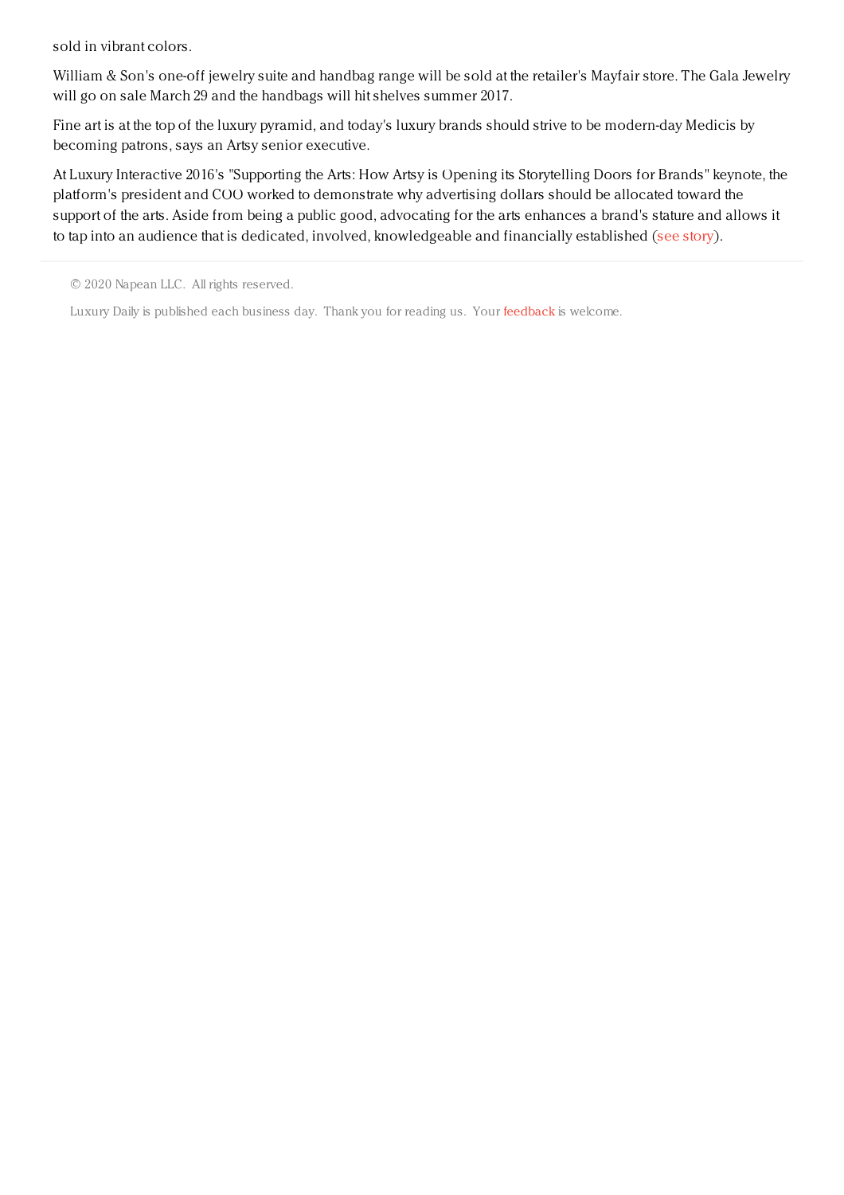sold in vibrant colors.

William & Son's one-off jewelry suite and handbag range will be sold at the retailer's Mayfair store. The Gala Jewelry will go on sale March 29 and the handbags will hit shelves summer 2017.

Fine art is at the top of the luxury pyramid, and today's luxury brands should strive to be modern-day Medicis by becoming patrons, says an Artsy senior executive.

At Luxury Interactive 2016's "Supporting the Arts: How Artsy is Opening its Storytelling Doors for Brands" keynote, the platform's president and COO worked to demonstrate why advertising dollars should be allocated toward the support of the arts. Aside from being a public good, advocating for the arts enhances a brand's stature and allows it to tap into an audience that is dedicated, involved, knowledgeable and financially established (see story).

© 2020 Napean LLC. All rights reserved.

Luxury Daily is published each business day. Thank you for reading us. Your feedback is welcome.